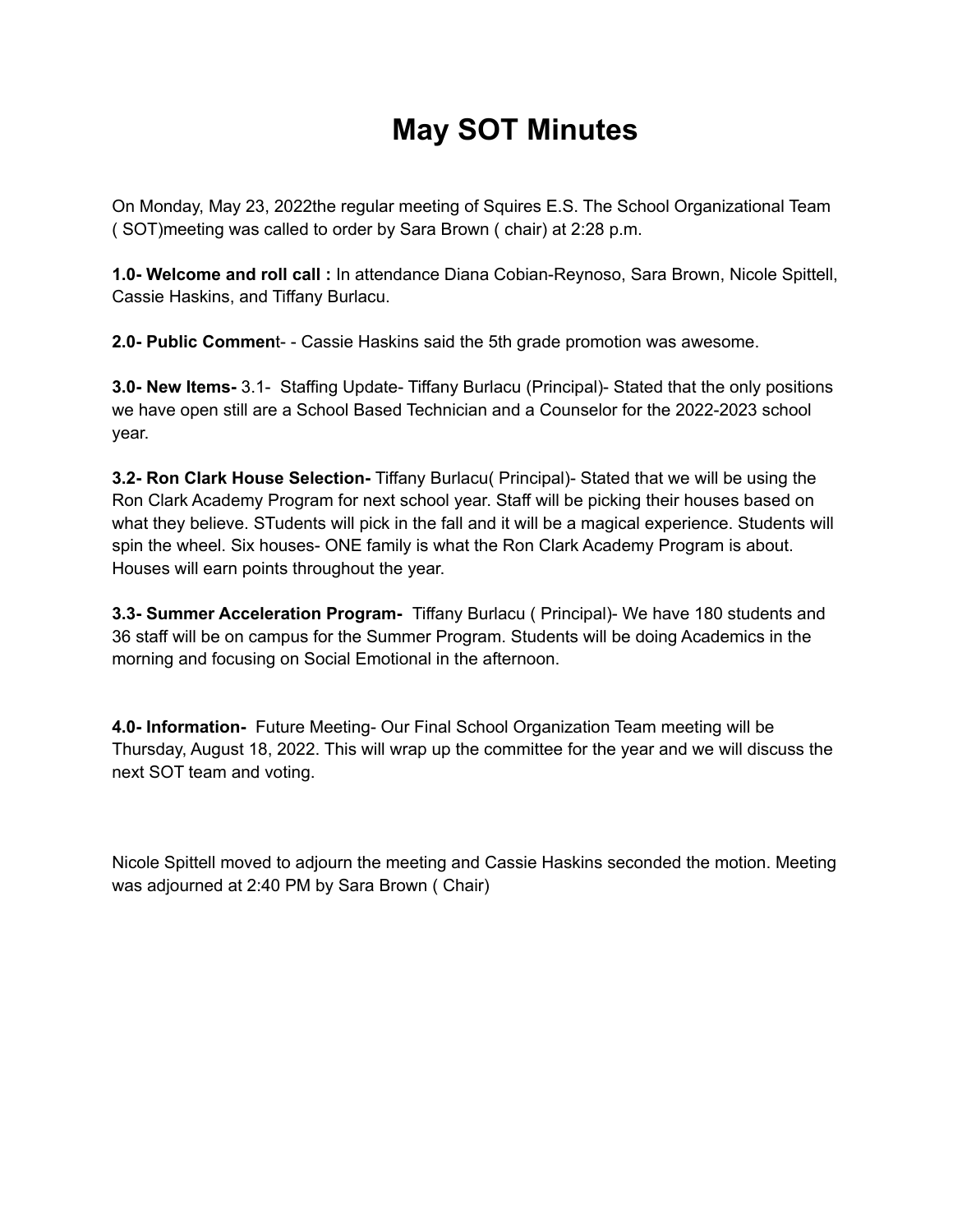# May SOT Minutes

On Monday, May 23, 2022the regular meeting of Squires E.S. The School Organizational Team ( SOT)meeting was called to order by Sara Brown ( chair) at 2:28 p.m.

**1.0- Welcome and roll call :** In attendance Diana Cobian-Reynoso, Sara Brown, Nicole Spittell, Cassie Haskins, and Tiffany Burlacu.

**2.0- Public Commen**t- - Cassie Haskins said the 5th grade promotion was awesome.

**3.0- New Items-** 3.1- Staffing Update- Tiffany Burlacu (Principal)- Stated that the only positions we have open still are a School Based Technician and a Counselor for the 2022-2023 school year.

**3.2- Ron Clark House Selection-** Tiffany Burlacu( Principal)- Stated that we will be using the Ron Clark Academy Program for next school year. Staff will be picking their houses based on what they believe. STudents will pick in the fall and it will be a magical experience. Students will spin the wheel. Six houses- ONE family is what the Ron Clark Academy Program is about. Houses will earn points throughout the year.

**3.3- Summer Acceleration Program-** Tiffany Burlacu ( Principal)- We have 180 students and 36 staff will be on campus for the Summer Program. Students will be doing Academics in the morning and focusing on Social Emotional in the afternoon.

**4.0- Information-** Future Meeting- Our Final School Organization Team meeting will be Thursday, August 18, 2022. This will wrap up the committee for the year and we will discuss the next SOT team and voting.

Nicole Spittell moved to adjourn the meeting and Cassie Haskins seconded the motion. Meeting was adjourned at 2:40 PM by Sara Brown ( Chair)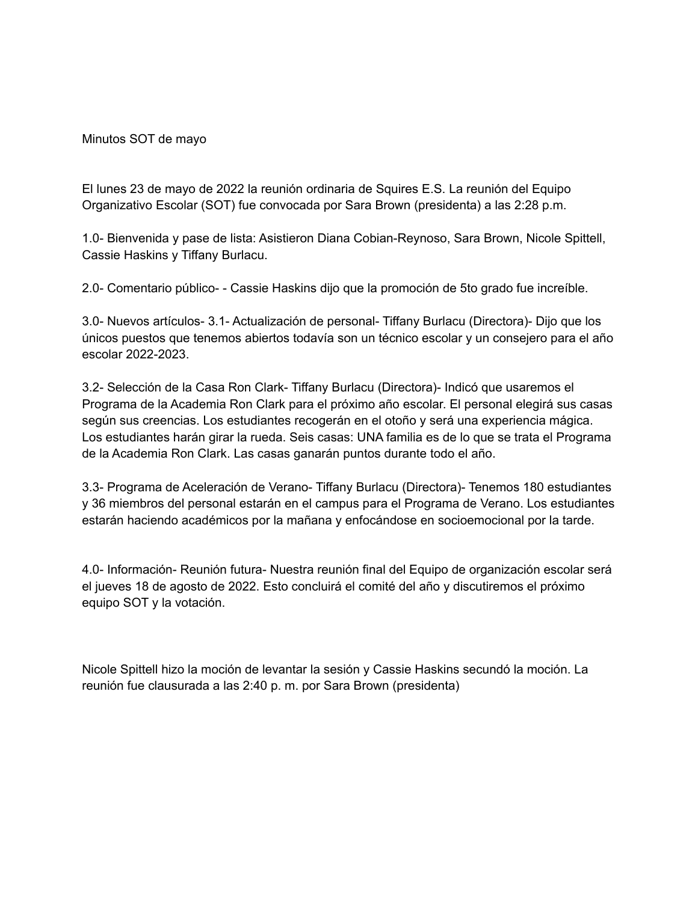Minutos SOT de mayo

El lunes 23 de mayo de 2022 la reunión ordinaria de Squires E.S. La reunión del Equipo Organizativo Escolar (SOT) fue convocada por Sara Brown (presidenta) a las 2:28 p.m.

1.0- Bienvenida y pase de lista: Asistieron Diana Cobian-Reynoso, Sara Brown, Nicole Spittell, Cassie Haskins y Tiffany Burlacu.

2.0- Comentario público- - Cassie Haskins dijo que la promoción de 5to grado fue increíble.

3.0- Nuevos artículos- 3.1- Actualización de personal- Tiffany Burlacu (Directora)- Dijo que los únicos puestos que tenemos abiertos todavía son un técnico escolar y un consejero para el año escolar 2022-2023.

3.2- Selección de la Casa Ron Clark- Tiffany Burlacu (Directora)- Indicó que usaremos el Programa de la Academia Ron Clark para el próximo año escolar. El personal elegirá sus casas según sus creencias. Los estudiantes recogerán en el otoño y será una experiencia mágica. Los estudiantes harán girar la rueda. Seis casas: UNA familia es de lo que se trata el Programa de la Academia Ron Clark. Las casas ganarán puntos durante todo el año.

3.3- Programa de Aceleración de Verano- Tiffany Burlacu (Directora)- Tenemos 180 estudiantes y 36 miembros del personal estarán en el campus para el Programa de Verano. Los estudiantes estarán haciendo académicos por la mañana y enfocándose en socioemocional por la tarde.

4.0- Información- Reunión futura- Nuestra reunión final del Equipo de organización escolar será el jueves 18 de agosto de 2022. Esto concluirá el comité del año y discutiremos el próximo equipo SOT y la votación.

Nicole Spittell hizo la moción de levantar la sesión y Cassie Haskins secundó la moción. La reunión fue clausurada a las 2:40 p. m. por Sara Brown (presidenta)